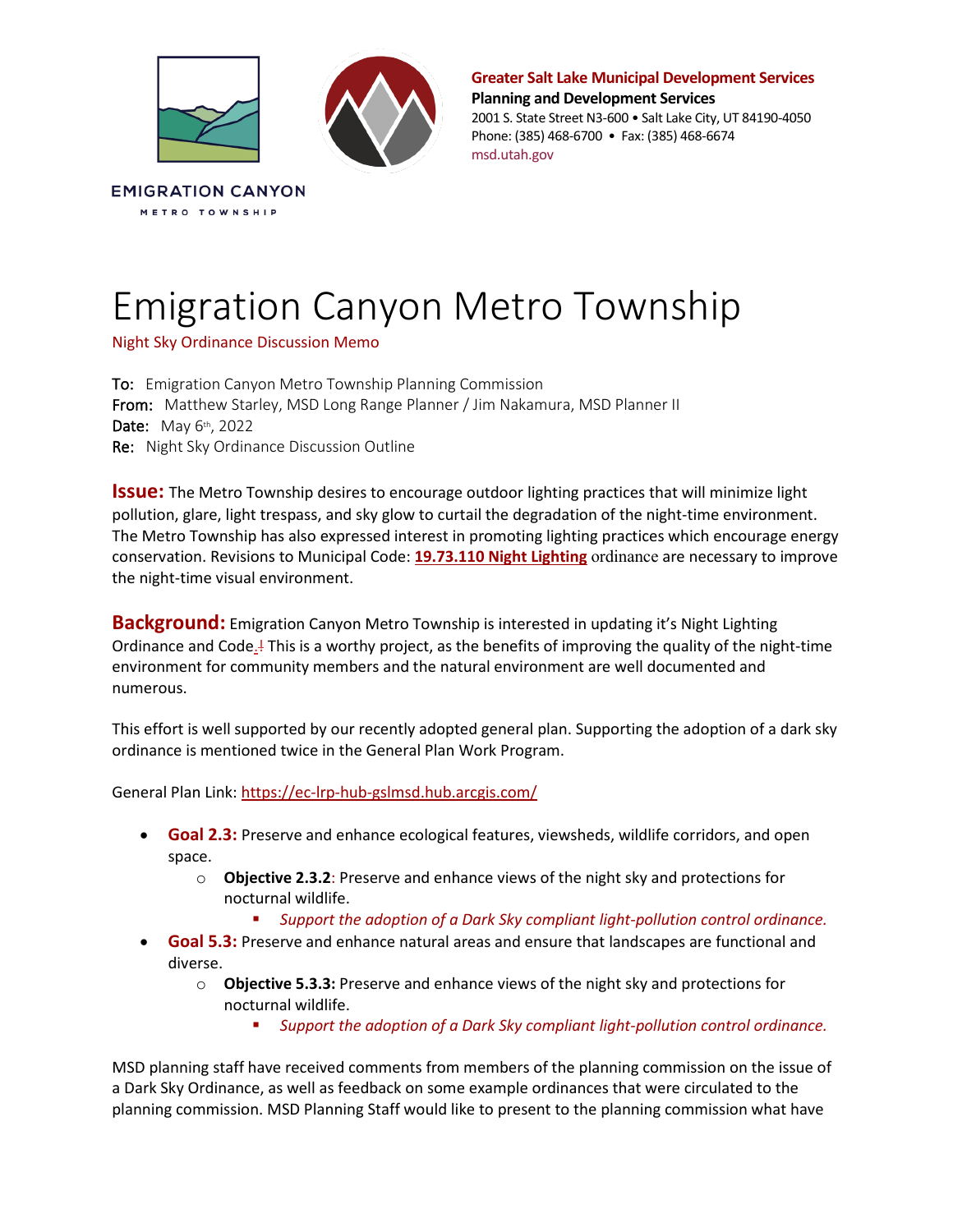EMIGRATION CANYON
METRO TOWNSHIP

**Greater Salt Lake Municipal Development Services**
**Planning and Development Services**
2001 S. State Street N3-600 • Salt Lake City, UT 84190-4050
Phone: (385) 468-6700 • Fax: (385) 468-6674
msd.utah.gov

# Emigration Canyon Metro Township

Night Sky Ordinance Discussion Memo

**To:** Emigration Canyon Metro Township Planning Commission
**From:** Matthew Starley, MSD Long Range Planner / Jim Nakamura, MSD Planner II
**Date:** May 6th, 2022
**Re:** Night Sky Ordinance Discussion Outline

**Issue:** The Metro Township desires to encourage outdoor lighting practices that will minimize light pollution, glare, light trespass, and sky glow to curtail the degradation of the night-time environment. The Metro Township has also expressed interest in promoting lighting practices which encourage energy conservation. Revisions to Municipal Code: **19.73.110 Night Lighting** ordinance are necessary to improve the night-time visual environment.

**Background:** Emigration Canyon Metro Township is interested in updating it's Night Lighting Ordinance and Code.[1] This is a worthy project, as the benefits of improving the quality of the night-time environment for community members and the natural environment are well documented and numerous.

This effort is well supported by our recently adopted general plan. Supporting the adoption of a dark sky ordinance is mentioned twice in the General Plan Work Program.

General Plan Link: https://ec-lrp-hub-gslmsd.hub.arcgis.com/

- **Goal 2.3:** Preserve and enhance ecological features, viewsheds, wildlife corridors, and open space.
  - **Objective 2.3.2**: Preserve and enhance views of the night sky and protections for nocturnal wildlife.
    - *Support the adoption of a Dark Sky compliant light-pollution control ordinance.*
- **Goal 5.3:** Preserve and enhance natural areas and ensure that landscapes are functional and diverse.
  - **Objective 5.3.3:** Preserve and enhance views of the night sky and protections for nocturnal wildlife.
    - *Support the adoption of a Dark Sky compliant light-pollution control ordinance.*

MSD planning staff have received comments from members of the planning commission on the issue of a Dark Sky Ordinance, as well as feedback on some example ordinances that were circulated to the planning commission. MSD Planning Staff would like to present to the planning commission what have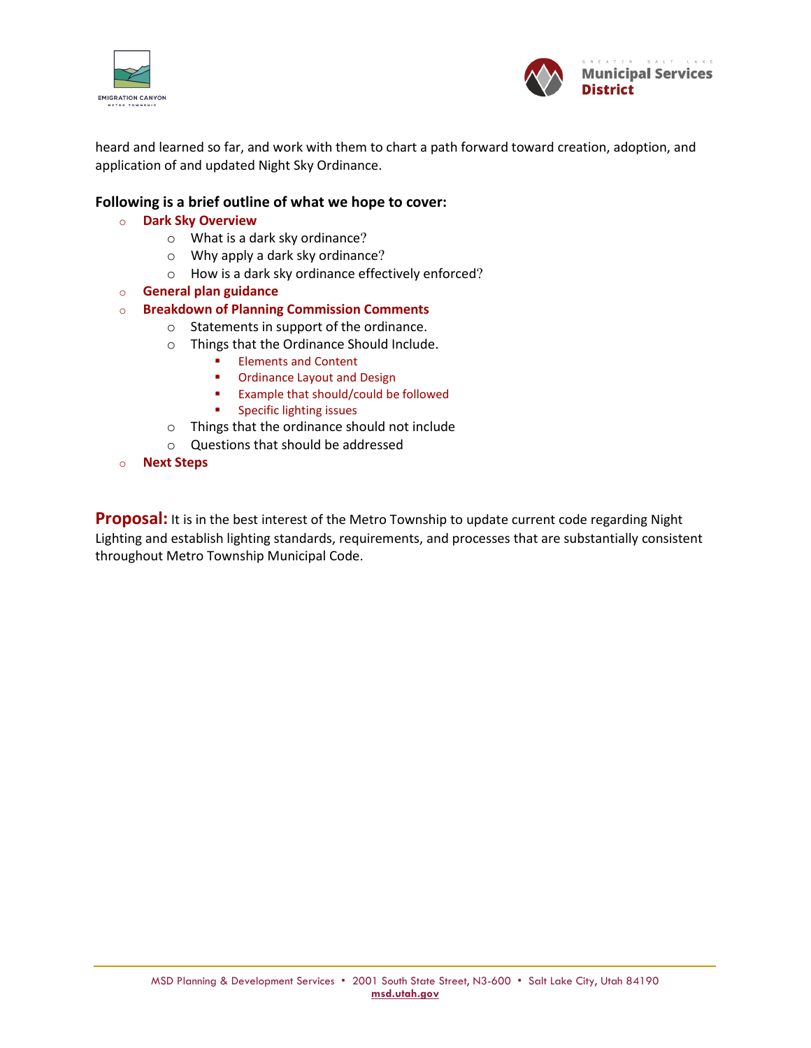heard and learned so far, and work with them to chart a path forward toward creation, adoption, and application of and updated Night Sky Ordinance.

**Following is a brief outline of what we hope to cover:**

- **Dark Sky Overview**
  - What is a dark sky ordinance?
  - Why apply a dark sky ordinance?
  - How is a dark sky ordinance effectively enforced?
- **General plan guidance**
- **Breakdown of Planning Commission Comments**
  - Statements in support of the ordinance.
  - Things that the Ordinance Should Include.
    - Elements and Content
    - Ordinance Layout and Design
    - Example that should/could be followed
    - Specific lighting issues
  - Things that the ordinance should not include
  - Questions that should be addressed
- **Next Steps**

**Proposal:** It is in the best interest of the Metro Township to update current code regarding Night Lighting and establish lighting standards, requirements, and processes that are substantially consistent throughout Metro Township Municipal Code.